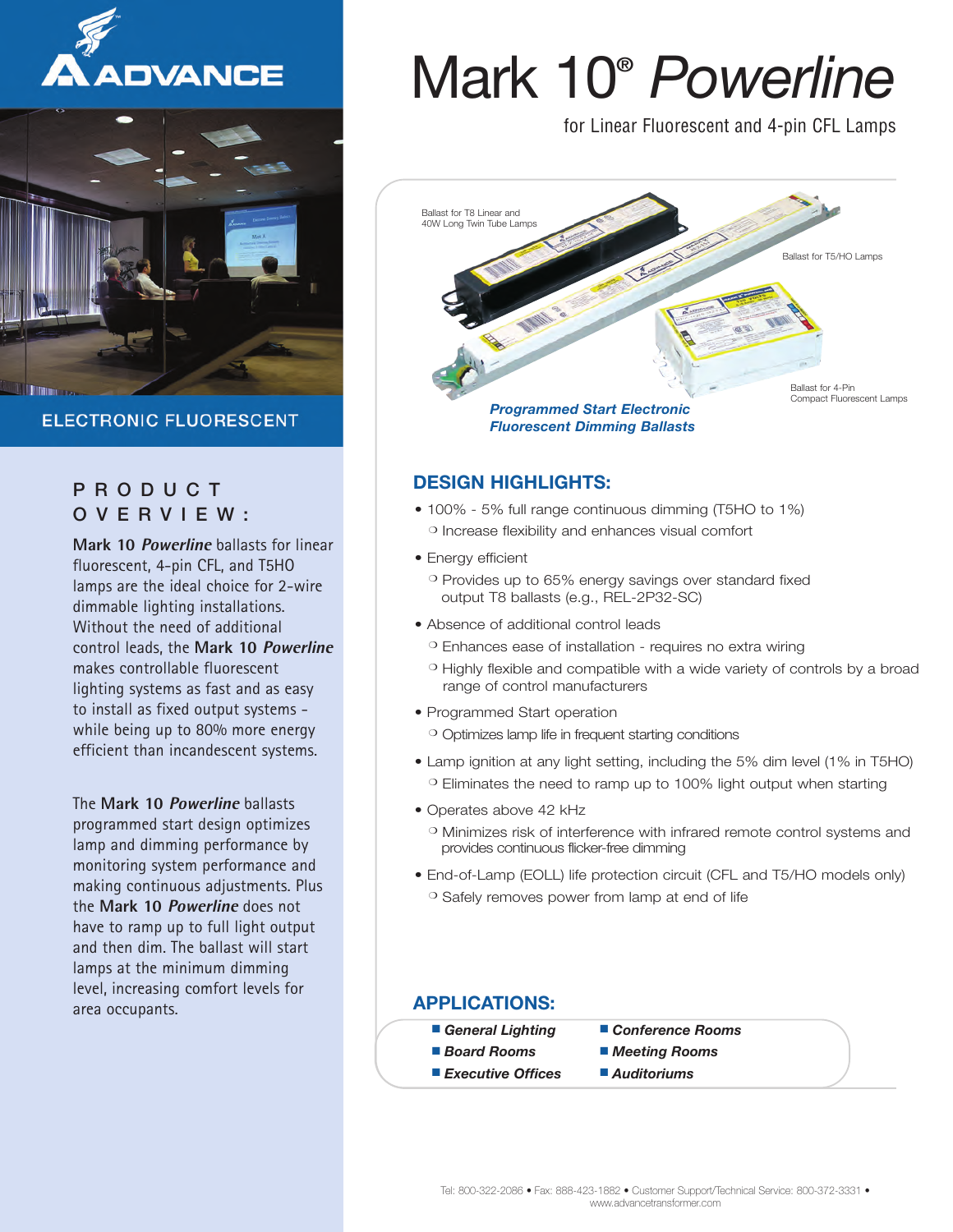# Mark 10® *Powerline*

for Linear Fluorescent and 4-pin CFL Lamps

ELECTRONIC FLUORESCENT

Ballast for T8 Linear and 40W Long Twin Tube Lamps

Ballast for T5/HO Lamps

Ballast for 4-Pin Compact Fluorescent Lamps

***Programmed Start Electronic Fluorescent Dimming Ballasts***

## PRODUCT OVERVIEW:

**Mark 10** ***Powerline*** ballasts for linear fluorescent, 4-pin CFL, and T5HO lamps are the ideal choice for 2-wire dimmable lighting installations. Without the need of additional control leads, the **Mark 10** ***Powerline*** makes controllable fluorescent lighting systems as fast and as easy to install as fixed output systems - while being up to 80% more energy efficient than incandescent systems.

The **Mark 10** ***Powerline*** ballasts programmed start design optimizes lamp and dimming performance by monitoring system performance and making continuous adjustments. Plus the **Mark 10** ***Powerline*** does not have to ramp up to full light output and then dim. The ballast will start lamps at the minimum dimming level, increasing comfort levels for area occupants.

## DESIGN HIGHLIGHTS:

- 100% - 5% full range continuous dimming (T5HO to 1%)
  - Increase flexibility and enhances visual comfort
- Energy efficient
  - Provides up to 65% energy savings over standard fixed output T8 ballasts (e.g., REL-2P32-SC)
- Absence of additional control leads
  - Enhances ease of installation - requires no extra wiring
  - Highly flexible and compatible with a wide variety of controls by a broad range of control manufacturers
- Programmed Start operation
  - Optimizes lamp life in frequent starting conditions
- Lamp ignition at any light setting, including the 5% dim level (1% in T5HO)
  - Eliminates the need to ramp up to 100% light output when starting
- Operates above 42 kHz
  - Minimizes risk of interference with infrared remote control systems and provides continuous flicker-free dimming
- End-of-Lamp (EOLL) life protection circuit (CFL and T5/HO models only)
  - Safely removes power from lamp at end of life

## APPLICATIONS:

- ***General Lighting***
- ***Board Rooms***
- ***Executive Offices***
- ***Conference Rooms***
- ***Meeting Rooms***
- ***Auditoriums***

Tel: 800-322-2086 • Fax: 888-423-1882 • Customer Support/Technical Service: 800-372-3331 • www.advancetransformer.com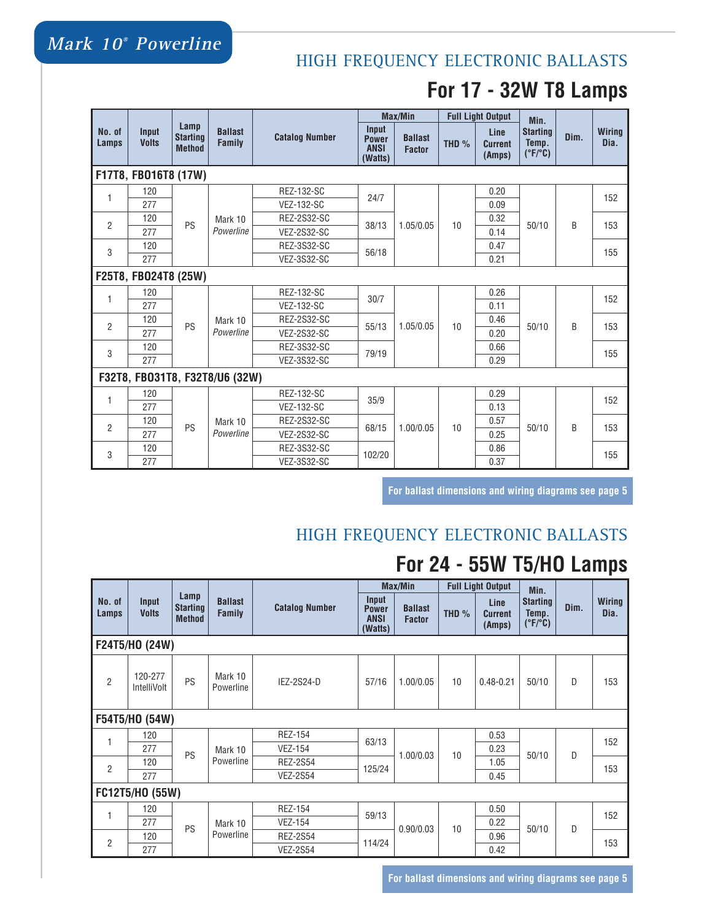# Mark 10® Powerline

## HIGH FREQUENCY ELECTRONIC BALLASTS

### For 17 - 32W T8 Lamps

| No. of Lamps | Input Volts | Lamp Starting Method | Ballast Family | Catalog Number | Max/Min Input Power ANSI (Watts) | Max/Min Ballast Factor | Full Light Output THD % | Full Light Output Line Current (Amps) | Min. Starting Temp. (°F/°C) | Dim. | Wiring Dia. |
|---|---|---|---|---|---|---|---|---|---|---|---|
| **F17T8, FBO16T8 (17W)** | | | | | | | | | | | |
| 1 | 120 | PS | Mark 10 *Powerline* | REZ-132-SC | 24/7 | 1.05/0.05 | 10 | 0.20 | 50/10 | B | 152 |
| | 277 | | | VEZ-132-SC | | | | 0.09 | | | |
| 2 | 120 | | | REZ-2S32-SC | 38/13 | | | 0.32 | | | 153 |
| | 277 | | | VEZ-2S32-SC | | | | 0.14 | | | |
| 3 | 120 | | | REZ-3S32-SC | 56/18 | | | 0.47 | | | 155 |
| | 277 | | | VEZ-3S32-SC | | | | 0.21 | | | |
| **F25T8, FBO24T8 (25W)** | | | | | | | | | | | |
| 1 | 120 | PS | Mark 10 *Powerline* | REZ-132-SC | 30/7 | 1.05/0.05 | 10 | 0.26 | 50/10 | B | 152 |
| | 277 | | | VEZ-132-SC | | | | 0.11 | | | |
| 2 | 120 | | | REZ-2S32-SC | 55/13 | | | 0.46 | | | 153 |
| | 277 | | | VEZ-2S32-SC | | | | 0.20 | | | |
| 3 | 120 | | | REZ-3S32-SC | 79/19 | | | 0.66 | | | 155 |
| | 277 | | | VEZ-3S32-SC | | | | 0.29 | | | |
| **F32T8, FBO31T8, F32T8/U6 (32W)** | | | | | | | | | | | |
| 1 | 120 | PS | Mark 10 *Powerline* | REZ-132-SC | 35/9 | 1.00/0.05 | 10 | 0.29 | 50/10 | B | 152 |
| | 277 | | | VEZ-132-SC | | | | 0.13 | | | |
| 2 | 120 | | | REZ-2S32-SC | 68/15 | | | 0.57 | | | 153 |
| | 277 | | | VEZ-2S32-SC | | | | 0.25 | | | |
| 3 | 120 | | | REZ-3S32-SC | 102/20 | | | 0.86 | | | 155 |
| | 277 | | | VEZ-3S32-SC | | | | 0.37 | | | |

**For ballast dimensions and wiring diagrams see page 5**

## HIGH FREQUENCY ELECTRONIC BALLASTS

### For 24 - 55W T5/HO Lamps

| No. of Lamps | Input Volts | Lamp Starting Method | Ballast Family | Catalog Number | Max/Min Input Power ANSI (Watts) | Max/Min Ballast Factor | Full Light Output THD % | Full Light Output Line Current (Amps) | Min. Starting Temp. (°F/°C) | Dim. | Wiring Dia. |
|---|---|---|---|---|---|---|---|---|---|---|---|
| **F24T5/HO (24W)** | | | | | | | | | | | |
| 2 | 120-277 IntelliVolt | PS | Mark 10 Powerline | IEZ-2S24-D | 57/16 | 1.00/0.05 | 10 | 0.48-0.21 | 50/10 | D | 153 |
| **F54T5/HO (54W)** | | | | | | | | | | | |
| 1 | 120 | PS | Mark 10 Powerline | REZ-154 | 63/13 | 1.00/0.03 | 10 | 0.53 | 50/10 | D | 152 |
| | 277 | | | VEZ-154 | | | | 0.23 | | | |
| 2 | 120 | | | REZ-2S54 | 125/24 | | | 1.05 | | | 153 |
| | 277 | | | VEZ-2S54 | | | | 0.45 | | | |
| **FC12T5/HO (55W)** | | | | | | | | | | | |
| 1 | 120 | PS | Mark 10 Powerline | REZ-154 | 59/13 | 0.90/0.03 | 10 | 0.50 | 50/10 | D | 152 |
| | 277 | | | VEZ-154 | | | | 0.22 | | | |
| 2 | 120 | | | REZ-2S54 | 114/24 | | | 0.96 | | | 153 |
| | 277 | | | VEZ-2S54 | | | | 0.42 | | | |

**For ballast dimensions and wiring diagrams see page 5**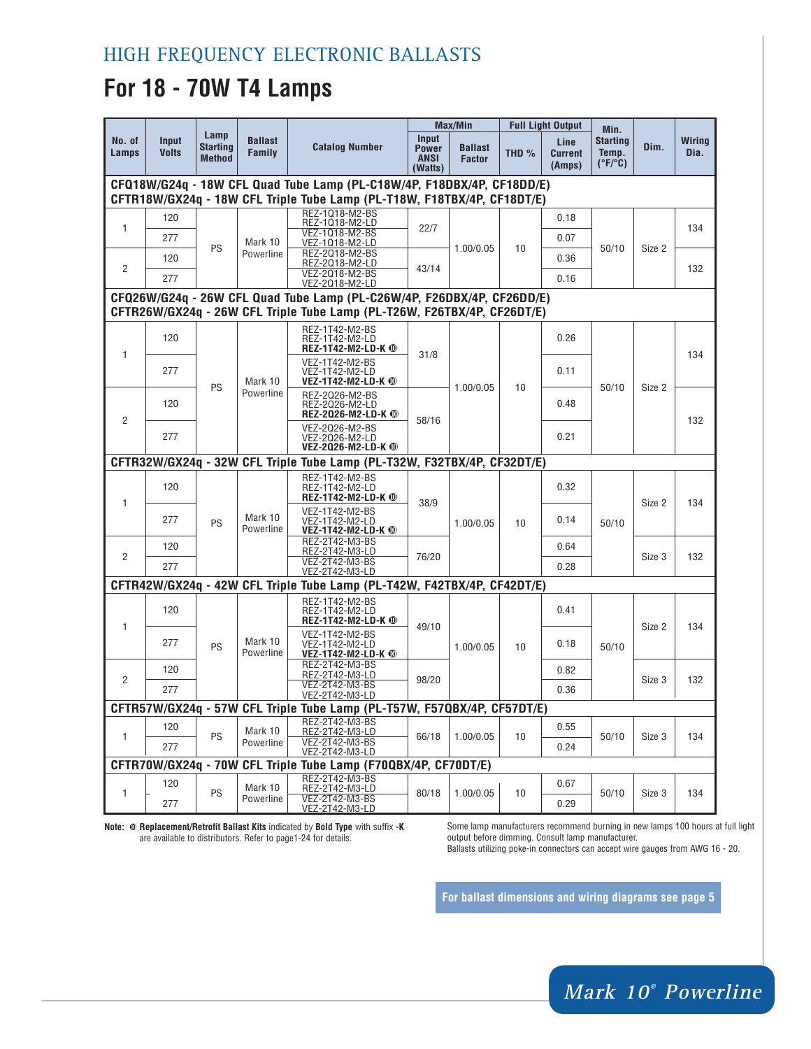## HIGH FREQUENCY ELECTRONIC BALLASTS

# For 18 - 70W T4 Lamps

| No. of Lamps | Input Volts | Lamp Starting Method | Ballast Family | Catalog Number | Max/Min Input Power ANSI (Watts) | Ballast Factor | THD % | Full Light Output Line Current (Amps) | Min. Starting Temp. (°F/°C) | Dim. | Wiring Dia. |
|---|---|---|---|---|---|---|---|---|---|---|---|
| **CFQ18W/G24q - 18W CFL Quad Tube Lamp (PL-C18W/4P, F18DBX/4P, CF18DD/E) CFTR18W/GX24q - 18W CFL Triple Tube Lamp (PL-T18W, F18TBX/4P, CF18DT/E)** | | | | | | | | | | | |
| 1 | 120 | PS | Mark 10 Powerline | REZ-1Q18-M2-BS<br>REZ-1Q18-M2-LD | 22/7 | 1.00/0.05 | 10 | 0.18 | 50/10 | Size 2 | 134 |
| | 277 | | | VEZ-1Q18-M2-BS<br>VEZ-1Q18-M2-LD | | | | 0.07 | | | |
| 2 | 120 | | | REZ-2Q18-M2-BS<br>REZ-2Q18-M2-LD | 43/14 | | | 0.36 | | | 132 |
| | 277 | | | VEZ-2Q18-M2-BS<br>VEZ-2Q18-M2-LD | | | | 0.16 | | | |
| **CFQ26W/G24q - 26W CFL Quad Tube Lamp (PL-C26W/4P, F26DBX/4P, CF26DD/E) CFTR26W/GX24q - 26W CFL Triple Tube Lamp (PL-T26W, F26TBX/4P, CF26DT/E)** | | | | | | | | | | | |
| 1 | 120 | PS | Mark 10 Powerline | REZ-1T42-M2-BS<br>REZ-1T42-M2-LD<br>**REZ-1T42-M2-LD-K** ⓡ | 31/8 | 1.00/0.05 | 10 | 0.26 | 50/10 | Size 2 | 134 |
| | 277 | | | VEZ-1T42-M2-BS<br>VEZ-1T42-M2-LD<br>**VEZ-1T42-M2-LD-K** ⓡ | | | | 0.11 | | | |
| 2 | 120 | | | REZ-2Q26-M2-BS<br>REZ-2Q26-M2-LD<br>**REZ-2Q26-M2-LD-K** ⓡ | 58/16 | | | 0.48 | | | 132 |
| | 277 | | | VEZ-2Q26-M2-BS<br>VEZ-2Q26-M2-LD<br>**VEZ-2Q26-M2-LD-K** ⓡ | | | | 0.21 | | | |
| **CFTR32W/GX24q - 32W CFL Triple Tube Lamp (PL-T32W, F32TBX/4P, CF32DT/E)** | | | | | | | | | | | |
| 1 | 120 | PS | Mark 10 Powerline | REZ-1T42-M2-BS<br>REZ-1T42-M2-LD<br>**REZ-1T42-M2-LD-K** ⓡ | 38/9 | 1.00/0.05 | 10 | 0.32 | 50/10 | Size 2 | 134 |
| | 277 | | | VEZ-1T42-M2-BS<br>VEZ-1T42-M2-LD<br>**VEZ-1T42-M2-LD-K** ⓡ | | | | 0.14 | | | |
| 2 | 120 | | | REZ-2T42-M3-BS<br>REZ-2T42-M3-LD | 76/20 | | | 0.64 | | Size 3 | 132 |
| | 277 | | | VEZ-2T42-M3-BS<br>VEZ-2T42-M3-LD | | | | 0.28 | | | |
| **CFTR42W/GX24q - 42W CFL Triple Tube Lamp (PL-T42W, F42TBX/4P, CF42DT/E)** | | | | | | | | | | | |
| 1 | 120 | PS | Mark 10 Powerline | REZ-1T42-M2-BS<br>REZ-1T42-M2-LD<br>**REZ-1T42-M2-LD-K** ⓡ | 49/10 | 1.00/0.05 | 10 | 0.41 | 50/10 | Size 2 | 134 |
| | 277 | | | VEZ-1T42-M2-BS<br>VEZ-1T42-M2-LD<br>**VEZ-1T42-M2-LD-K** ⓡ | | | | 0.18 | | | |
| 2 | 120 | | | REZ-2T42-M3-BS<br>REZ-2T42-M3-LD | 98/20 | | | 0.82 | | Size 3 | 132 |
| | 277 | | | VEZ-2T42-M3-BS<br>VEZ-2T42-M3-LD | | | | 0.36 | | | |
| **CFTR57W/GX24q - 57W CFL Triple Tube Lamp (PL-T57W, F57QBX/4P, CF57DT/E)** | | | | | | | | | | | |
| 1 | 120 | PS | Mark 10 Powerline | REZ-2T42-M3-BS<br>REZ-2T42-M3-LD | 66/18 | 1.00/0.05 | 10 | 0.55 | 50/10 | Size 3 | 134 |
| | 277 | | | VEZ-2T42-M3-BS<br>VEZ-2T42-M3-LD | | | | 0.24 | | | |
| **CFTR70W/GX24q - 70W CFL Triple Tube Lamp (F70QBX/4P, CF70DT/E)** | | | | | | | | | | | |
| 1 | 120 | PS | Mark 10 Powerline | REZ-2T42-M3-BS<br>REZ-2T42-M3-LD | 80/18 | 1.00/0.05 | 10 | 0.67 | 50/10 | Size 3 | 134 |
| | 277 | | | VEZ-2T42-M3-BS<br>VEZ-2T42-M3-LD | | | | 0.29 | | | |

**Note:** ⓡ **Replacement/Retrofit Ballast Kits** indicated by **Bold Type** with suffix **-K** are available to distributors. Refer to page1-24 for details.

Some lamp manufacturers recommend burning in new lamps 100 hours at full light output before dimming. Consult lamp manufacturer.
Ballasts utilizing poke-in connectors can accept wire gauges from AWG 16 - 20.

**For ballast dimensions and wiring diagrams see page 5**

*Mark 10® Powerline*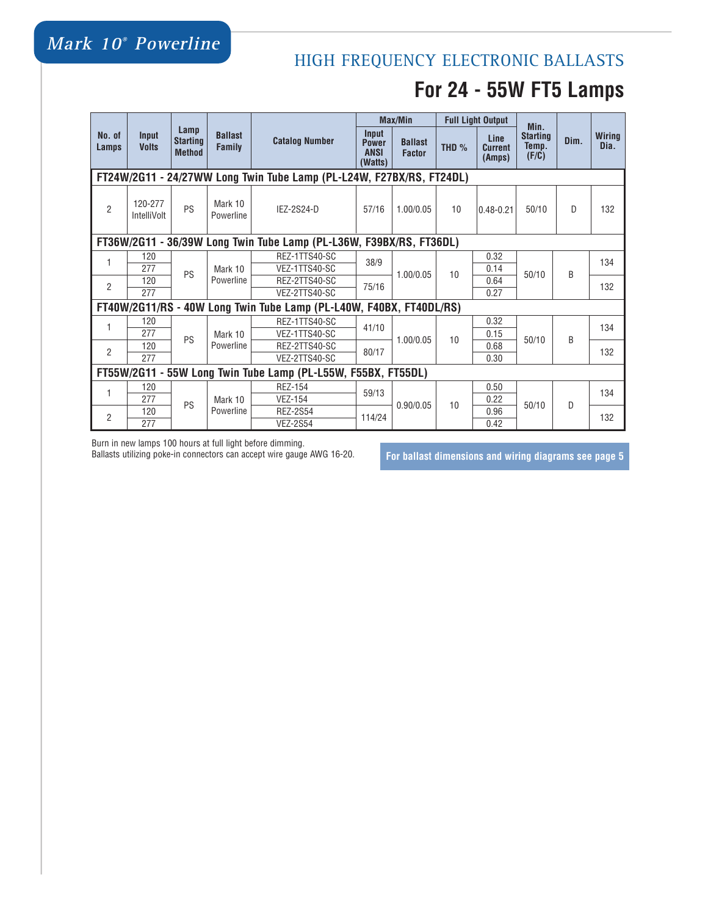# Mark 10® Powerline

## HIGH FREQUENCY ELECTRONIC BALLASTS

## For 24 - 55W FT5 Lamps

| No. of Lamps | Input Volts | Lamp Starting Method | Ballast Family | Catalog Number | Max/Min Input Power ANSI (Watts) | Max/Min Ballast Factor | Full Light Output THD % | Full Light Output Line Current (Amps) | Min. Starting Temp. (F/C) | Dim. | Wiring Dia. |
|---|---|---|---|---|---|---|---|---|---|---|---|
| **FT24W/2G11 - 24/27WW Long Twin Tube Lamp (PL-L24W, F27BX/RS, FT24DL)** | | | | | | | | | | | |
| 2 | 120-277 IntelliVolt | PS | Mark 10 Powerline | IEZ-2S24-D | 57/16 | 1.00/0.05 | 10 | 0.48-0.21 | 50/10 | D | 132 |
| **FT36W/2G11 - 36/39W Long Twin Tube Lamp (PL-L36W, F39BX/RS, FT36DL)** | | | | | | | | | | | |
| 1 | 120 | PS | Mark 10 Powerline | REZ-1TTS40-SC | 38/9 | 1.00/0.05 | 10 | 0.32 | 50/10 | B | 134 |
| | 277 | | | VEZ-1TTS40-SC | | | | 0.14 | | | |
| 2 | 120 | | | REZ-2TTS40-SC | 75/16 | | | 0.64 | | | 132 |
| | 277 | | | VEZ-2TTS40-SC | | | | 0.27 | | | |
| **FT40W/2G11/RS - 40W Long Twin Tube Lamp (PL-L40W, F40BX, FT40DL/RS)** | | | | | | | | | | | |
| 1 | 120 | PS | Mark 10 Powerline | REZ-1TTS40-SC | 41/10 | 1.00/0.05 | 10 | 0.32 | 50/10 | B | 134 |
| | 277 | | | VEZ-1TTS40-SC | | | | 0.15 | | | |
| 2 | 120 | | | REZ-2TTS40-SC | 80/17 | | | 0.68 | | | 132 |
| | 277 | | | VEZ-2TTS40-SC | | | | 0.30 | | | |
| **FT55W/2G11 - 55W Long Twin Tube Lamp (PL-L55W, F55BX, FT55DL)** | | | | | | | | | | | |
| 1 | 120 | PS | Mark 10 Powerline | REZ-154 | 59/13 | 0.90/0.05 | 10 | 0.50 | 50/10 | D | 134 |
| | 277 | | | VEZ-154 | | | | 0.22 | | | |
| 2 | 120 | | | REZ-2S54 | 114/24 | | | 0.96 | | | 132 |
| | 277 | | | VEZ-2S54 | | | | 0.42 | | | |

Burn in new lamps 100 hours at full light before dimming.
Ballasts utilizing poke-in connectors can accept wire gauge AWG 16-20.

**For ballast dimensions and wiring diagrams see page 5**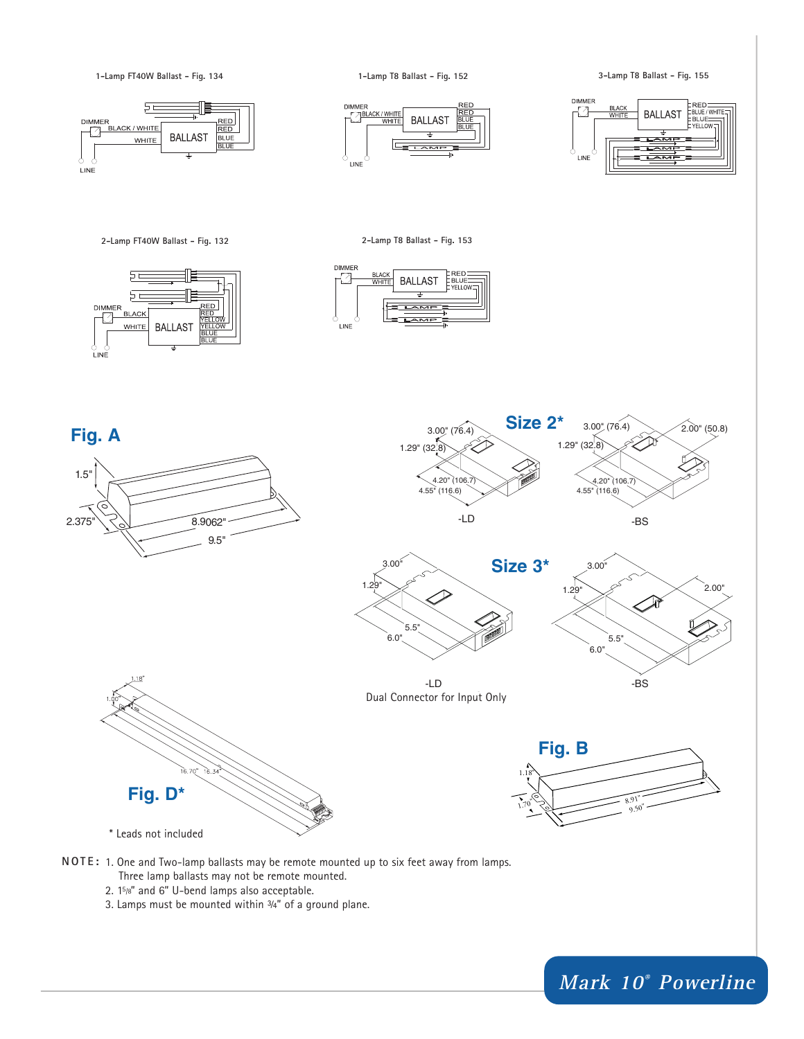1-Lamp FT40W Ballast – Fig. 134

DIMMER, BLACK / WHITE, WHITE, BALLAST, RED, RED, BLUE, BLUE, LINE

1-Lamp T8 Ballast – Fig. 152

DIMMER, BLACK / WHITE, WHITE, BALLAST, RED, RED, BLUE, BLUE, LAMP, LINE

3-Lamp T8 Ballast – Fig. 155

DIMMER, BLACK, WHITE, BALLAST, RED, BLUE / WHITE, BLUE, YELLOW, LAMP, LAMP, LAMP, LINE

2-Lamp FT40W Ballast – Fig. 132

DIMMER, BLACK, WHITE, BALLAST, RED, RED, YELLOW, YELLOW, BLUE, BLUE, LINE

2-Lamp T8 Ballast – Fig. 153

DIMMER, BLACK, WHITE, BALLAST, RED, BLUE, YELLOW, LAMP, LAMP, LINE

## Fig. A

1.5", 2.375", 8.9062", 9.5"

## Size 2*

-LD: 3.00" (76.4), 1.29" (32.8), 4.20" (106.7), 4.55" (116.6)

-BS: 3.00" (76.4), 2.00" (50.8), 1.29" (32.8), 4.20" (106.7), 4.55" (116.6)

## Size 3*

-LD: 3.00", 1.29", 5.5", 6.0"

Dual Connector for Input Only

-BS: 3.00", 2.00", 1.29", 5.5", 6.0"

## Fig. D*

1.18", 1.00", 16.70", 16.34"

## Fig. B

1.18", 1.70", 8.91", 9.50"

\* Leads not included

**NOTE:**
1. One and Two-lamp ballasts may be remote mounted up to six feet away from lamps. Three lamp ballasts may not be remote mounted.
2. 1⅝" and 6" U-bend lamps also acceptable.
3. Lamps must be mounted within ¾" of a ground plane.

*Mark 10® Powerline*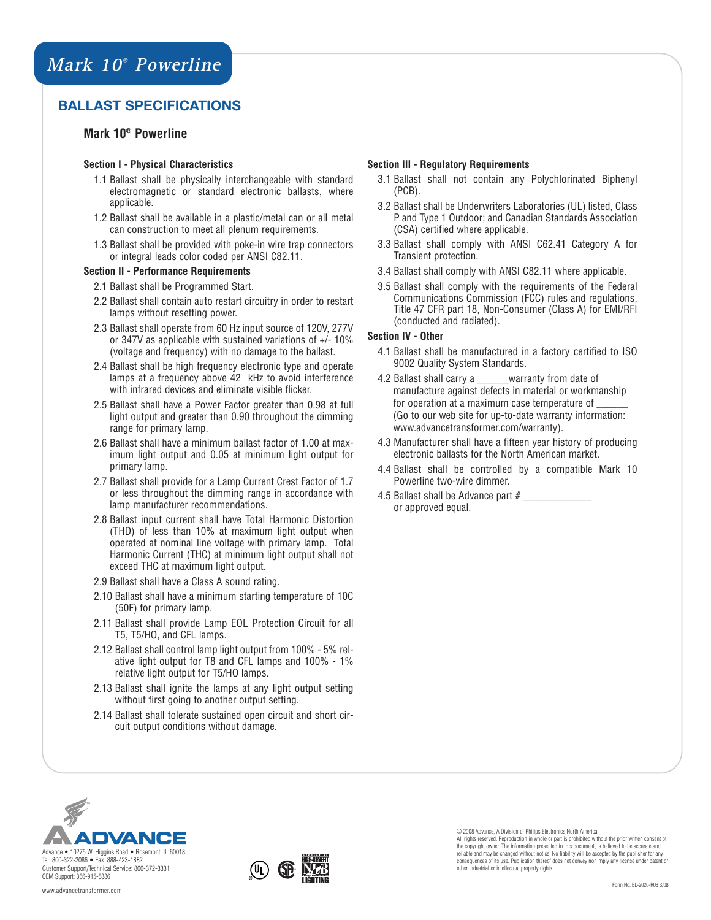# Mark 10® Powerline

## BALLAST SPECIFICATIONS

### Mark 10® Powerline

**Section I - Physical Characteristics**

1.1 Ballast shall be physically interchangeable with standard electromagnetic or standard electronic ballasts, where applicable.

1.2 Ballast shall be available in a plastic/metal can or all metal can construction to meet all plenum requirements.

1.3 Ballast shall be provided with poke-in wire trap connectors or integral leads color coded per ANSI C82.11.

**Section II - Performance Requirements**

2.1 Ballast shall be Programmed Start.

2.2 Ballast shall contain auto restart circuitry in order to restart lamps without resetting power.

2.3 Ballast shall operate from 60 Hz input source of 120V, 277V or 347V as applicable with sustained variations of +/- 10% (voltage and frequency) with no damage to the ballast.

2.4 Ballast shall be high frequency electronic type and operate lamps at a frequency above 42 kHz to avoid interference with infrared devices and eliminate visible flicker.

2.5 Ballast shall have a Power Factor greater than 0.98 at full light output and greater than 0.90 throughout the dimming range for primary lamp.

2.6 Ballast shall have a minimum ballast factor of 1.00 at maximum light output and 0.05 at minimum light output for primary lamp.

2.7 Ballast shall provide for a Lamp Current Crest Factor of 1.7 or less throughout the dimming range in accordance with lamp manufacturer recommendations.

2.8 Ballast input current shall have Total Harmonic Distortion (THD) of less than 10% at maximum light output when operated at nominal line voltage with primary lamp. Total Harmonic Current (THC) at minimum light output shall not exceed THC at maximum light output.

2.9 Ballast shall have a Class A sound rating.

2.10 Ballast shall have a minimum starting temperature of 10C (50F) for primary lamp.

2.11 Ballast shall provide Lamp EOL Protection Circuit for all T5, T5/HO, and CFL lamps.

2.12 Ballast shall control lamp light output from 100% - 5% relative light output for T8 and CFL lamps and 100% - 1% relative light output for T5/HO lamps.

2.13 Ballast shall ignite the lamps at any light output setting without first going to another output setting.

2.14 Ballast shall tolerate sustained open circuit and short circuit output conditions without damage.

**Section III - Regulatory Requirements**

3.1 Ballast shall not contain any Polychlorinated Biphenyl (PCB).

3.2 Ballast shall be Underwriters Laboratories (UL) listed, Class P and Type 1 Outdoor; and Canadian Standards Association (CSA) certified where applicable.

3.3 Ballast shall comply with ANSI C62.41 Category A for Transient protection.

3.4 Ballast shall comply with ANSI C82.11 where applicable.

3.5 Ballast shall comply with the requirements of the Federal Communications Commission (FCC) rules and regulations, Title 47 CFR part 18, Non-Consumer (Class A) for EMI/RFI (conducted and radiated).

**Section IV - Other**

4.1 Ballast shall be manufactured in a factory certified to ISO 9002 Quality System Standards.

4.2 Ballast shall carry a ______warranty from date of manufacture against defects in material or workmanship for operation at a maximum case temperature of ______ (Go to our web site for up-to-date warranty information: www.advancetransformer.com/warranty).

4.3 Manufacturer shall have a fifteen year history of producing electronic ballasts for the North American market.

4.4 Ballast shall be controlled by a compatible Mark 10 Powerline two-wire dimmer.

4.5 Ballast shall be Advance part # _____________ or approved equal.

ADVANCE

Advance • 10275 W. Higgins Road • Rosemont, IL 60018
Tel: 800-322-2086 • Fax: 888-423-1882
Customer Support/Technical Service: 800-372-3331
OEM Support: 866-915-5886

www.advancetransformer.com

© 2008 Advance, A Division of Philips Electronics North America
All rights reserved. Reproduction in whole or part is prohibited without the prior written consent of the copyright owner. The information presented in this document, is believed to be accurate and reliable and may be changed without notice. No liability will be accepted by the publisher for any consequences of its use. Publication thereof does not convey nor imply any license under patent or other industrial or intellectual property rights.

Form No. EL-2020-R03 3/08